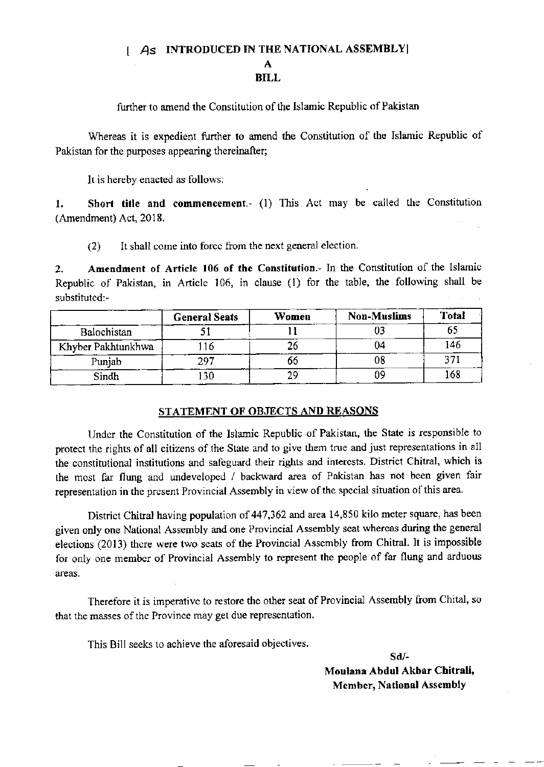[ As INTRODUCED IN THE NATIONAL ASSEMBLY]

**A**

**BILL**

further to amend the Constitution of the Islamic Republic of Pakistan

Whereas it is expedient further to amend the Constitution of the Islamic Republic of Pakistan for the purposes appearing thereinafter;

It is hereby enacted as follows:

1. **Short title and commencement**.- (1) This Act may be called the Constitution (Amendment) Act, 2018.

(2) It shall come into force from the next general election.

2. **Amendment of Article 106 of the Constitution**.- In the Constitution of the Islamic Republic of Pakistan, in Article 106, in clause (1) for the table, the following shall be substituted:-

| | General Seats | Women | Non-Muslims | Total |
|---|---|---|---|---|
| Balochistan | 51 | 11 | 03 | 65 |
| Khyber Pakhtunkhwa | 116 | 26 | 04 | 146 |
| Punjab | 297 | 66 | 08 | 371 |
| Sindh | 130 | 29 | 09 | 168 |

## STATEMENT OF OBJECTS AND REASONS

Under the Constitution of the Islamic Republic of Pakistan, the State is responsible to protect the rights of all citizens of the State and to give them true and just representations in all the constitutional institutions and safeguard their rights and interests. District Chitral, which is the most far flung and undeveloped / backward area of Pakistan has not been given fair representation in the present Provincial Assembly in view of the special situation of this area.

District Chitral having population of 447,362 and area 14,850 kilo meter square, has been given only one National Assembly and one Provincial Assembly seat whereas during the general elections (2013) there were two seats of the Provincial Assembly from Chitral. It is impossible for only one member of Provincial Assembly to represent the people of far flung and arduous areas.

Therefore it is imperative to restore the other seat of Provincial Assembly from Chital, so that the masses of the Province may get due representation.

This Bill seeks to achieve the aforesaid objectives.

Sd/-

**Moulana Abdul Akbar Chitrali,**
**Member, National Assembly**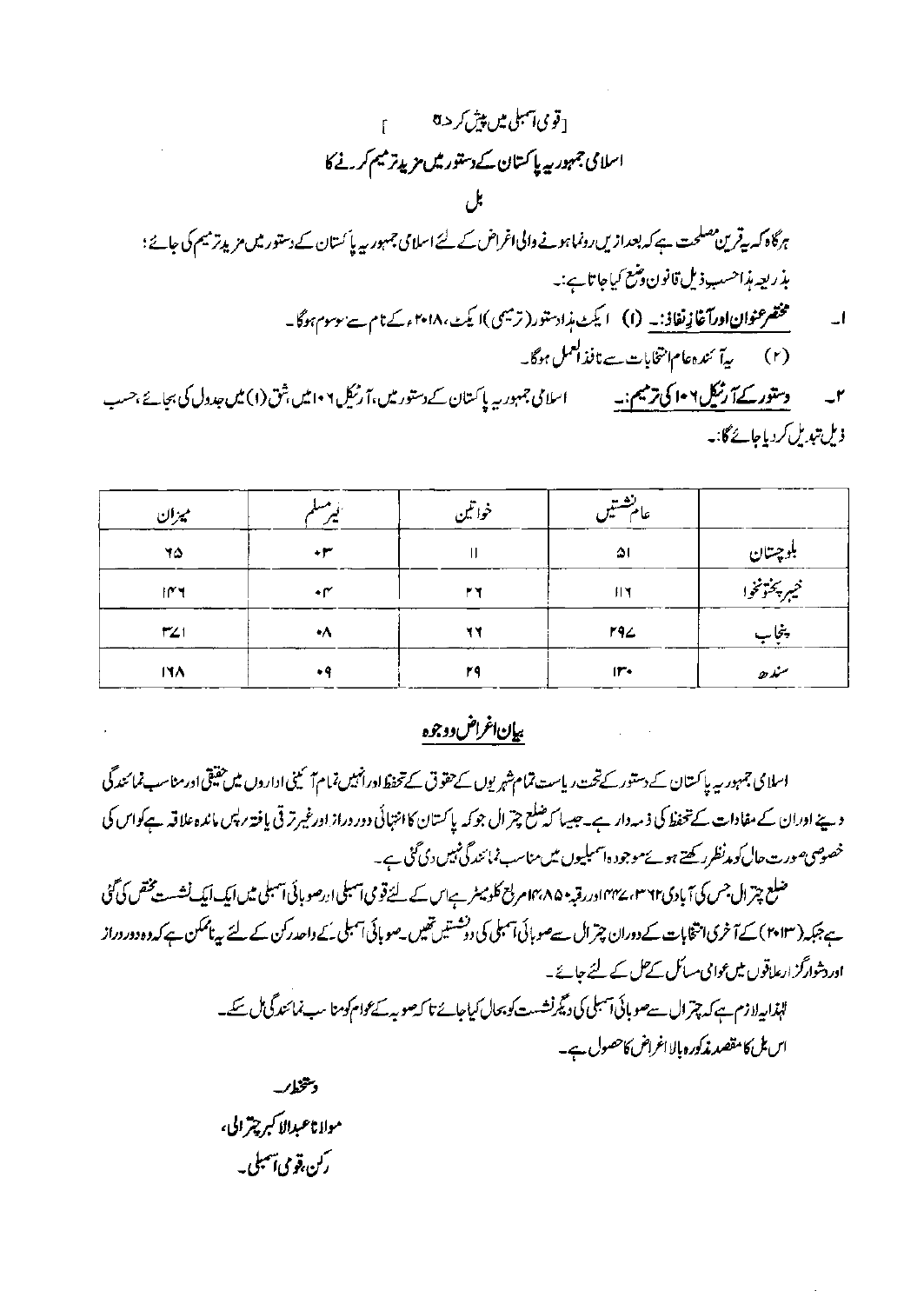[قومی اسمبلی میں پیش کردہ ]

## اسلامی جمہوریہ پاکستان کے دستور میں مزید ترمیم کرنے کا

## بل

ہرگاہ کہ یہ قرین مصلحت ہے کہ بعد ازیں رونما ہونے والی اغراض کے لئے اسلامی جمہوریہ پاکستان کے دستور میں مزید ترمیم کی جائے؛

بذریعہ ہذا حسب ذیل قانون وضع کیا جاتا ہے:۔

۱۔ **مختصر عنوان اور آغاز نفاذ:۔** (۱) ایکٹ ہذا دستور (ترمیمی) ایکٹ، ۲۰۱۸ء کے نام سے موسوم ہوگا۔

(۲) یہ آئندہ عام انتخابات سے نافذ العمل ہوگا۔

۲۔ **دستور کے آرٹیکل ۱۰۶ کی ترمیم:۔** اسلامی جمہوریہ پاکستان کے دستور میں، آرٹیکل ۱۰۶ میں شق (۱) میں جدول کی بجائے، حسب ذیل تبدیل کر دیا جائے گا:۔

| | عام نشستیں | خواتین | غیر مسلم | میزان |
|---|---|---|---|---|
| بلوچستان | ۵۱ | ۱۱ | ۰۳ | ۶۵ |
| خیبر پختونخوا | ۱۱۶ | ۲۶ | ۰۴ | ۱۴۶ |
| پنجاب | ۲۹۷ | ۶۶ | ۰۸ | ۳۷۱ |
| سندھ | ۱۳۰ | ۲۹ | ۰۹ | ۱۶۸ |

## بیان اغراض و وجوہ

اسلامی جمہوریہ پاکستان کے دستور کے تحت ریاست تمام شہریوں کے حقوق کے تحفظ اور انہیں تمام آئینی اداروں میں حقیقی اور مناسب نمائندگی دینے اور ان کے مفادات کے تحفظ کی ذمہ دار ہے۔ جیسا کہ ضلع چترال جو کہ پاکستان کا انتہائی دور دراز اور غیر ترقی یافتہ و پس ماندہ علاقہ ہے کو اس کی خصوصی صورت حال کو مدنظر رکھتے ہوئے موجودہ اسمبلیوں میں مناسب نمائندگی نہیں دی گئی ہے۔

ضلع چترال جس کی آبادی ۴۴۷،۳۶۲ اور رقبہ ۱۴،۸۵۰ مربع کلومیٹر ہے اس کے لئے قومی اسمبلی اور صوبائی اسمبلی میں ایک ایک نشست مختص کی گئی ہے جبکہ (۲۰۱۳) کے آخری انتخابات کے دوران چترال سے صوبائی اسمبلی کی دو نشستیں تھیں۔ صوبائی اسمبلی کے واحد رکن کے لئے یہ ناممکن ہے کہ وہ دور دراز اور دشوار گزار علاقوں میں عوامی مسائل کے حل کے لئے جائے۔

لہٰذا یہ لازم ہے کہ چترال سے صوبائی اسمبلی کی دیگر نشست کو بحال کیا جائے تا کہ صوبہ کے عوام کو مناسب نمائندگی مل سکے۔

اس بل کا مقصد مذکورہ بالا اغراض کا حصول ہے۔

دستخط۔

مولانا عبدالاکبر چترالی،

رکن، قومی اسمبلی۔